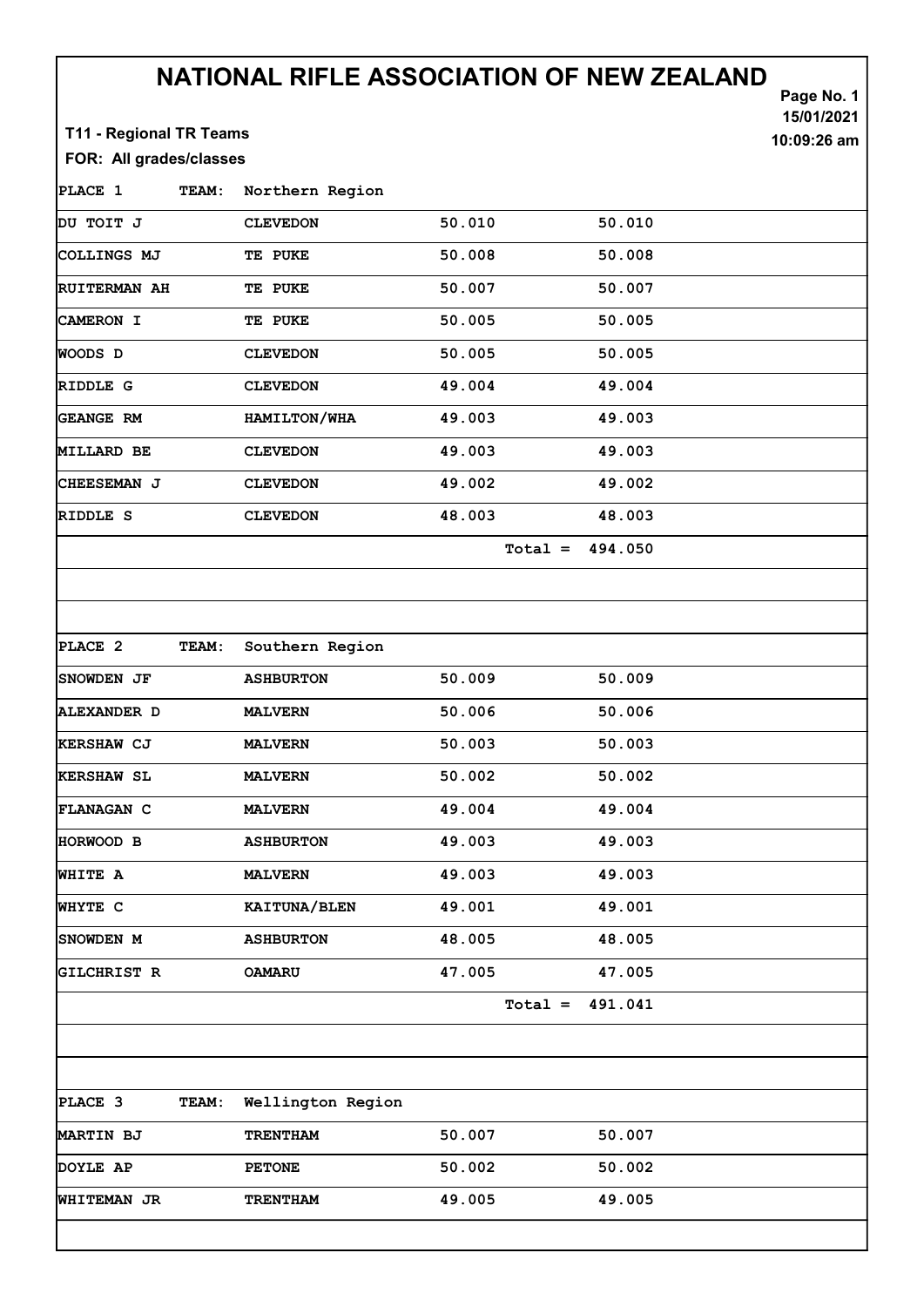# NATIONAL RIFLE ASSOCIATION OF NEW ZEALAND

**T11 - Regional TR Teams**

**FOR: All grades/classes**

Page No. 1
15/01/2021
10:09:26 am

| PLACE 1 | TEAM: Northern Region | | |
|---|---|---|---|
| DU TOIT J | CLEVEDON | 50.010 | 50.010 |
| COLLINGS MJ | TE PUKE | 50.008 | 50.008 |
| RUITERMAN AH | TE PUKE | 50.007 | 50.007 |
| CAMERON I | TE PUKE | 50.005 | 50.005 |
| WOODS D | CLEVEDON | 50.005 | 50.005 |
| RIDDLE G | CLEVEDON | 49.004 | 49.004 |
| GEANGE RM | HAMILTON/WHA | 49.003 | 49.003 |
| MILLARD BE | CLEVEDON | 49.003 | 49.003 |
| CHEESEMAN J | CLEVEDON | 49.002 | 49.002 |
| RIDDLE S | CLEVEDON | 48.003 | 48.003 |
| | | Total = | 494.050 |

| PLACE 2 | TEAM: Southern Region | | |
|---|---|---|---|
| SNOWDEN JF | ASHBURTON | 50.009 | 50.009 |
| ALEXANDER D | MALVERN | 50.006 | 50.006 |
| KERSHAW CJ | MALVERN | 50.003 | 50.003 |
| KERSHAW SL | MALVERN | 50.002 | 50.002 |
| FLANAGAN C | MALVERN | 49.004 | 49.004 |
| HORWOOD B | ASHBURTON | 49.003 | 49.003 |
| WHITE A | MALVERN | 49.003 | 49.003 |
| WHYTE C | KAITUNA/BLEN | 49.001 | 49.001 |
| SNOWDEN M | ASHBURTON | 48.005 | 48.005 |
| GILCHRIST R | OAMARU | 47.005 | 47.005 |
| | | Total = | 491.041 |

| PLACE 3 | TEAM: Wellington Region | | |
|---|---|---|---|
| MARTIN BJ | TRENTHAM | 50.007 | 50.007 |
| DOYLE AP | PETONE | 50.002 | 50.002 |
| WHITEMAN JR | TRENTHAM | 49.005 | 49.005 |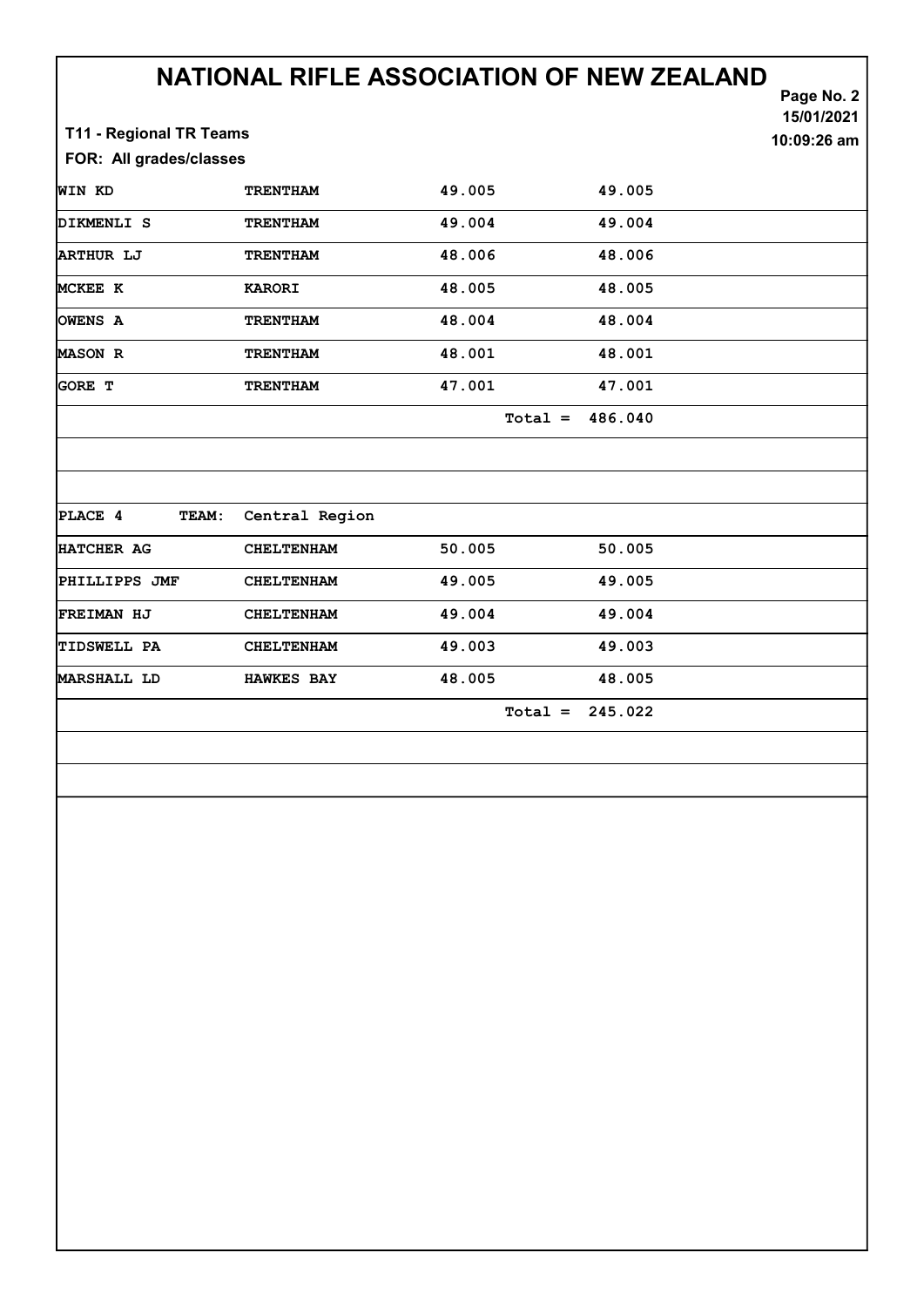# NATIONAL RIFLE ASSOCIATION OF NEW ZEALAND

**T11 - Regional TR Teams**

**FOR: All grades/classes**

15/01/2021
10:09:26 am

| | | | |
|---|---|---|---|
| WIN KD | TRENTHAM | 49.005 | 49.005 |
| DIKMENLI S | TRENTHAM | 49.004 | 49.004 |
| ARTHUR LJ | TRENTHAM | 48.006 | 48.006 |
| MCKEE K | KARORI | 48.005 | 48.005 |
| OWENS A | TRENTHAM | 48.004 | 48.004 |
| MASON R | TRENTHAM | 48.001 | 48.001 |
| GORE T | TRENTHAM | 47.001 | 47.001 |
| | | Total = | 486.040 |
| | | | |
| | | | |
| PLACE 4 TEAM: | Central Region | | |
| HATCHER AG | CHELTENHAM | 50.005 | 50.005 |
| PHILLIPPS JMF | CHELTENHAM | 49.005 | 49.005 |
| FREIMAN HJ | CHELTENHAM | 49.004 | 49.004 |
| TIDSWELL PA | CHELTENHAM | 49.003 | 49.003 |
| MARSHALL LD | HAWKES BAY | 48.005 | 48.005 |
| | | Total = | 245.022 |